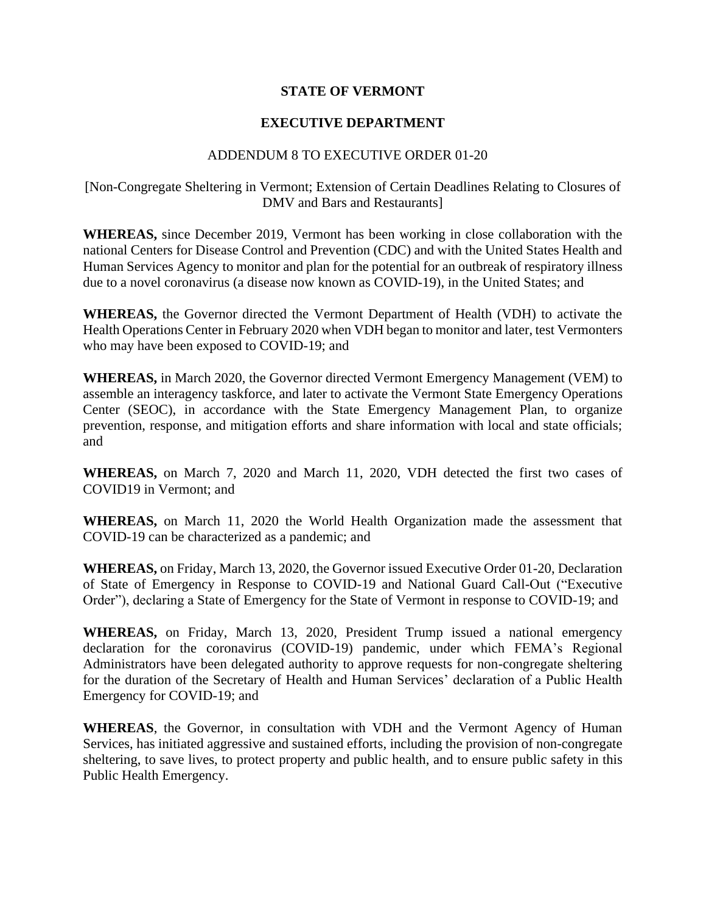# STATE OF VERMONT

## EXECUTIVE DEPARTMENT

### ADDENDUM 8 TO EXECUTIVE ORDER 01-20

[Non-Congregate Sheltering in Vermont; Extension of Certain Deadlines Relating to Closures of DMV and Bars and Restaurants]

**WHEREAS,** since December 2019, Vermont has been working in close collaboration with the national Centers for Disease Control and Prevention (CDC) and with the United States Health and Human Services Agency to monitor and plan for the potential for an outbreak of respiratory illness due to a novel coronavirus (a disease now known as COVID-19), in the United States; and

**WHEREAS,** the Governor directed the Vermont Department of Health (VDH) to activate the Health Operations Center in February 2020 when VDH began to monitor and later, test Vermonters who may have been exposed to COVID-19; and

**WHEREAS,** in March 2020, the Governor directed Vermont Emergency Management (VEM) to assemble an interagency taskforce, and later to activate the Vermont State Emergency Operations Center (SEOC), in accordance with the State Emergency Management Plan, to organize prevention, response, and mitigation efforts and share information with local and state officials; and

**WHEREAS,** on March 7, 2020 and March 11, 2020, VDH detected the first two cases of COVID19 in Vermont; and

**WHEREAS,** on March 11, 2020 the World Health Organization made the assessment that COVID-19 can be characterized as a pandemic; and

**WHEREAS,** on Friday, March 13, 2020, the Governor issued Executive Order 01-20, Declaration of State of Emergency in Response to COVID-19 and National Guard Call-Out ("Executive Order"), declaring a State of Emergency for the State of Vermont in response to COVID-19; and

**WHEREAS,** on Friday, March 13, 2020, President Trump issued a national emergency declaration for the coronavirus (COVID-19) pandemic, under which FEMA's Regional Administrators have been delegated authority to approve requests for non-congregate sheltering for the duration of the Secretary of Health and Human Services' declaration of a Public Health Emergency for COVID-19; and

**WHEREAS**, the Governor, in consultation with VDH and the Vermont Agency of Human Services, has initiated aggressive and sustained efforts, including the provision of non-congregate sheltering, to save lives, to protect property and public health, and to ensure public safety in this Public Health Emergency.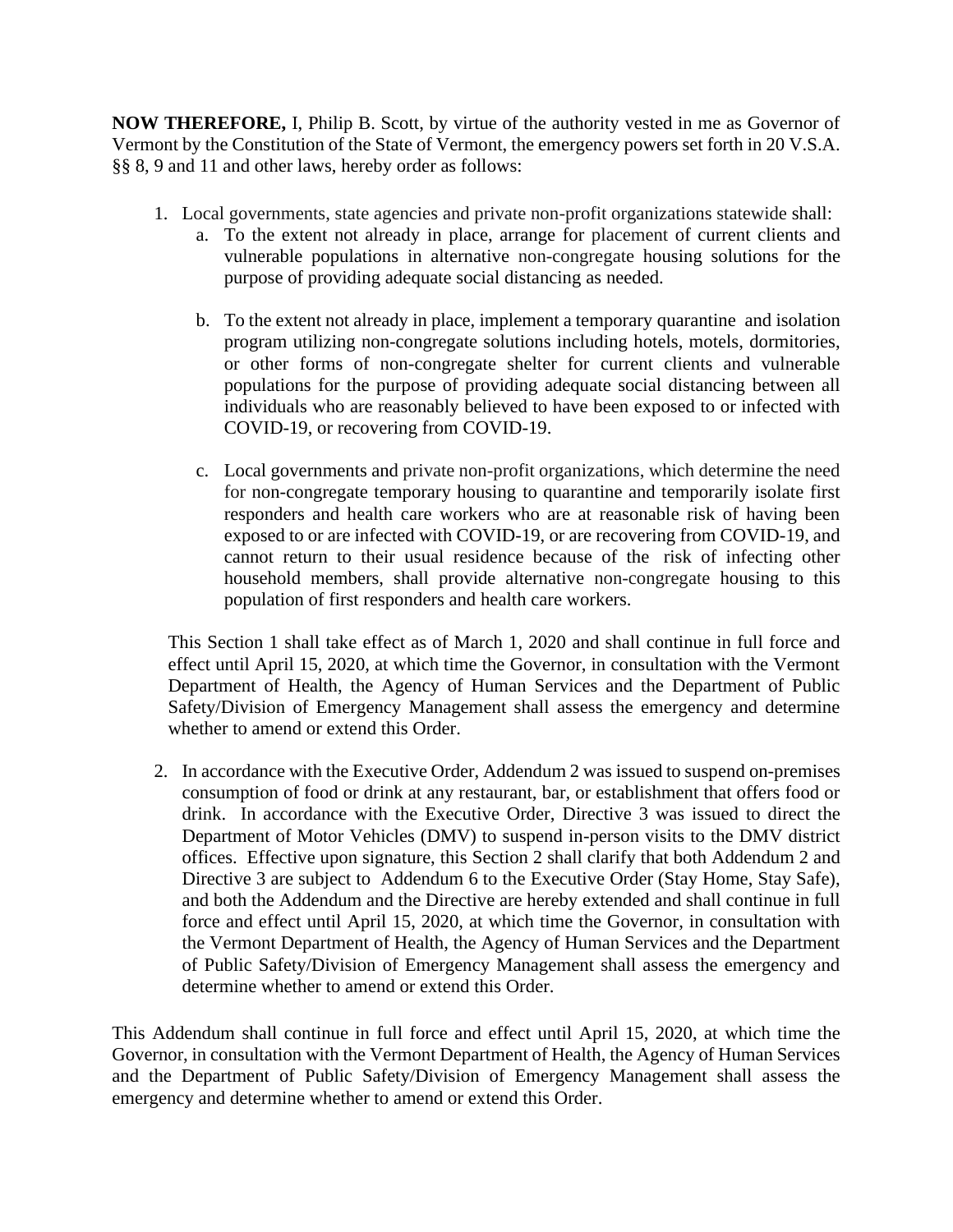**NOW THEREFORE,** I, Philip B. Scott, by virtue of the authority vested in me as Governor of Vermont by the Constitution of the State of Vermont, the emergency powers set forth in 20 V.S.A. §§ 8, 9 and 11 and other laws, hereby order as follows:

1. Local governments, state agencies and private non-profit organizations statewide shall:
   a. To the extent not already in place, arrange for placement of current clients and vulnerable populations in alternative non-congregate housing solutions for the purpose of providing adequate social distancing as needed.

   b. To the extent not already in place, implement a temporary quarantine and isolation program utilizing non-congregate solutions including hotels, motels, dormitories, or other forms of non-congregate shelter for current clients and vulnerable populations for the purpose of providing adequate social distancing between all individuals who are reasonably believed to have been exposed to or infected with COVID-19, or recovering from COVID-19.

   c. Local governments and private non-profit organizations, which determine the need for non-congregate temporary housing to quarantine and temporarily isolate first responders and health care workers who are at reasonable risk of having been exposed to or are infected with COVID-19, or are recovering from COVID-19, and cannot return to their usual residence because of the risk of infecting other household members, shall provide alternative non-congregate housing to this population of first responders and health care workers.

   This Section 1 shall take effect as of March 1, 2020 and shall continue in full force and effect until April 15, 2020, at which time the Governor, in consultation with the Vermont Department of Health, the Agency of Human Services and the Department of Public Safety/Division of Emergency Management shall assess the emergency and determine whether to amend or extend this Order.

2. In accordance with the Executive Order, Addendum 2 was issued to suspend on-premises consumption of food or drink at any restaurant, bar, or establishment that offers food or drink. In accordance with the Executive Order, Directive 3 was issued to direct the Department of Motor Vehicles (DMV) to suspend in-person visits to the DMV district offices. Effective upon signature, this Section 2 shall clarify that both Addendum 2 and Directive 3 are subject to Addendum 6 to the Executive Order (Stay Home, Stay Safe), and both the Addendum and the Directive are hereby extended and shall continue in full force and effect until April 15, 2020, at which time the Governor, in consultation with the Vermont Department of Health, the Agency of Human Services and the Department of Public Safety/Division of Emergency Management shall assess the emergency and determine whether to amend or extend this Order.

This Addendum shall continue in full force and effect until April 15, 2020, at which time the Governor, in consultation with the Vermont Department of Health, the Agency of Human Services and the Department of Public Safety/Division of Emergency Management shall assess the emergency and determine whether to amend or extend this Order.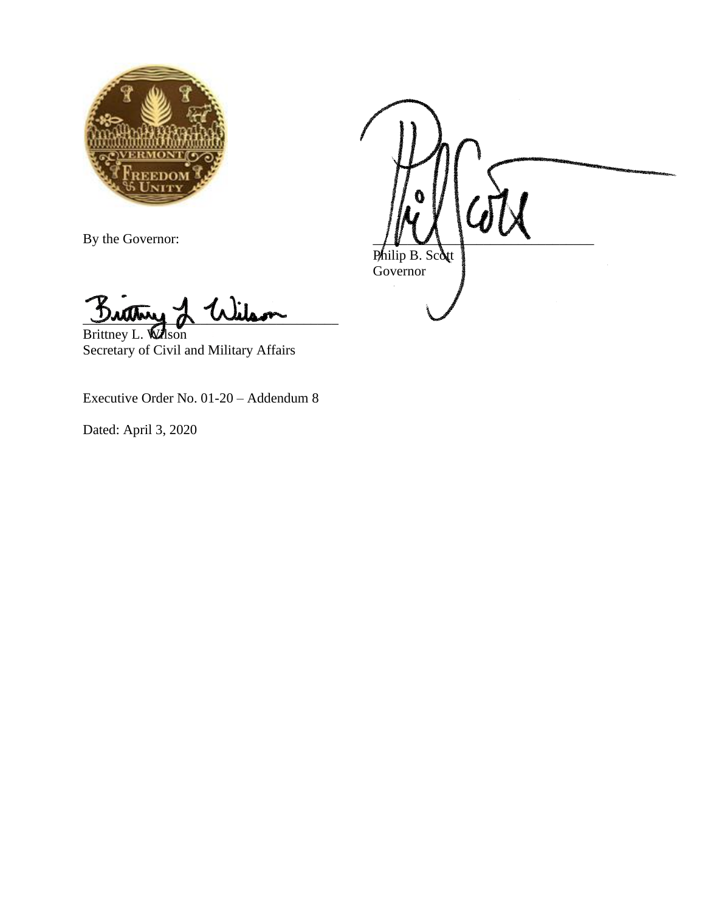By the Governor:

Philip B. Scott
Governor

Brittney L. Wilson
Secretary of Civil and Military Affairs

Executive Order No. 01-20 – Addendum 8

Dated: April 3, 2020